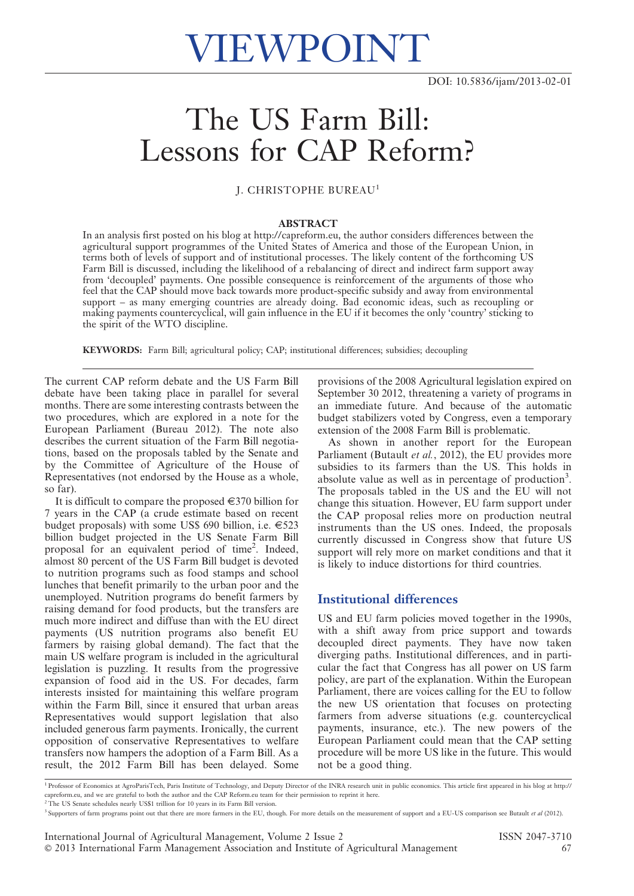# VIEWPOINT

DOI: 10.5836/ijam/2013-02-01

# The US Farm Bill: Lessons for CAP Reform?

J. CHRISTOPHE BUREAU[1]

## ABSTRACT

In an analysis first posted on his blog at http://capreform.eu, the author considers differences between the agricultural support programmes of the United States of America and those of the European Union, in terms both of levels of support and of institutional processes. The likely content of the forthcoming US Farm Bill is discussed, including the likelihood of a rebalancing of direct and indirect farm support away from 'decoupled' payments. One possible consequence is reinforcement of the arguments of those who feel that the CAP should move back towards more product-specific subsidy and away from environmental support – as many emerging countries are already doing. Bad economic ideas, such as recoupling or making payments countercyclical, will gain influence in the EU if it becomes the only 'country' sticking to the spirit of the WTO discipline.

**KEYWORDS:** Farm Bill; agricultural policy; CAP; institutional differences; subsidies; decoupling

The current CAP reform debate and the US Farm Bill debate have been taking place in parallel for several months. There are some interesting contrasts between the two procedures, which are explored in a note for the European Parliament (Bureau 2012). The note also describes the current situation of the Farm Bill negotiations, based on the proposals tabled by the Senate and by the Committee of Agriculture of the House of Representatives (not endorsed by the House as a whole, so far).

It is difficult to compare the proposed €370 billion for 7 years in the CAP (a crude estimate based on recent budget proposals) with some US$ 690 billion, i.e. €523 billion budget projected in the US Senate Farm Bill proposal for an equivalent period of time[2]. Indeed, almost 80 percent of the US Farm Bill budget is devoted to nutrition programs such as food stamps and school lunches that benefit primarily to the urban poor and the unemployed. Nutrition programs do benefit farmers by raising demand for food products, but the transfers are much more indirect and diffuse than with the EU direct payments (US nutrition programs also benefit EU farmers by raising global demand). The fact that the main US welfare program is included in the agricultural legislation is puzzling. It results from the progressive expansion of food aid in the US. For decades, farm interests insisted for maintaining this welfare program within the Farm Bill, since it ensured that urban areas Representatives would support legislation that also included generous farm payments. Ironically, the current opposition of conservative Representatives to welfare transfers now hampers the adoption of a Farm Bill. As a result, the 2012 Farm Bill has been delayed. Some provisions of the 2008 Agricultural legislation expired on September 30 2012, threatening a variety of programs in an immediate future. And because of the automatic budget stabilizers voted by Congress, even a temporary extension of the 2008 Farm Bill is problematic.

As shown in another report for the European Parliament (Butault *et al.*, 2012), the EU provides more subsidies to its farmers than the US. This holds in absolute value as well as in percentage of production[3]. The proposals tabled in the US and the EU will not change this situation. However, EU farm support under the CAP proposal relies more on production neutral instruments than the US ones. Indeed, the proposals currently discussed in Congress show that future US support will rely more on market conditions and that it is likely to induce distortions for third countries.

## Institutional differences

US and EU farm policies moved together in the 1990s, with a shift away from price support and towards decoupled direct payments. They have now taken diverging paths. Institutional differences, and in particular the fact that Congress has all power on US farm policy, are part of the explanation. Within the European Parliament, there are voices calling for the EU to follow the new US orientation that focuses on protecting farmers from adverse situations (e.g. countercyclical payments, insurance, etc.). The new powers of the European Parliament could mean that the CAP setting procedure will be more US like in the future. This would not be a good thing.

---

[1] Professor of Economics at AgroParisTech, Paris Institute of Technology, and Deputy Director of the INRA research unit in public economics. This article first appeared in his blog at http://capreform.eu, and we are grateful to both the author and the CAP Reform.eu team for their permission to reprint it here.

[2] The US Senate schedules nearly US$1 trillion for 10 years in its Farm Bill version.

[3] Supporters of farm programs point out that there are more farmers in the EU, though. For more details on the measurement of support and a EU-US comparison see Butault *et al* (2012).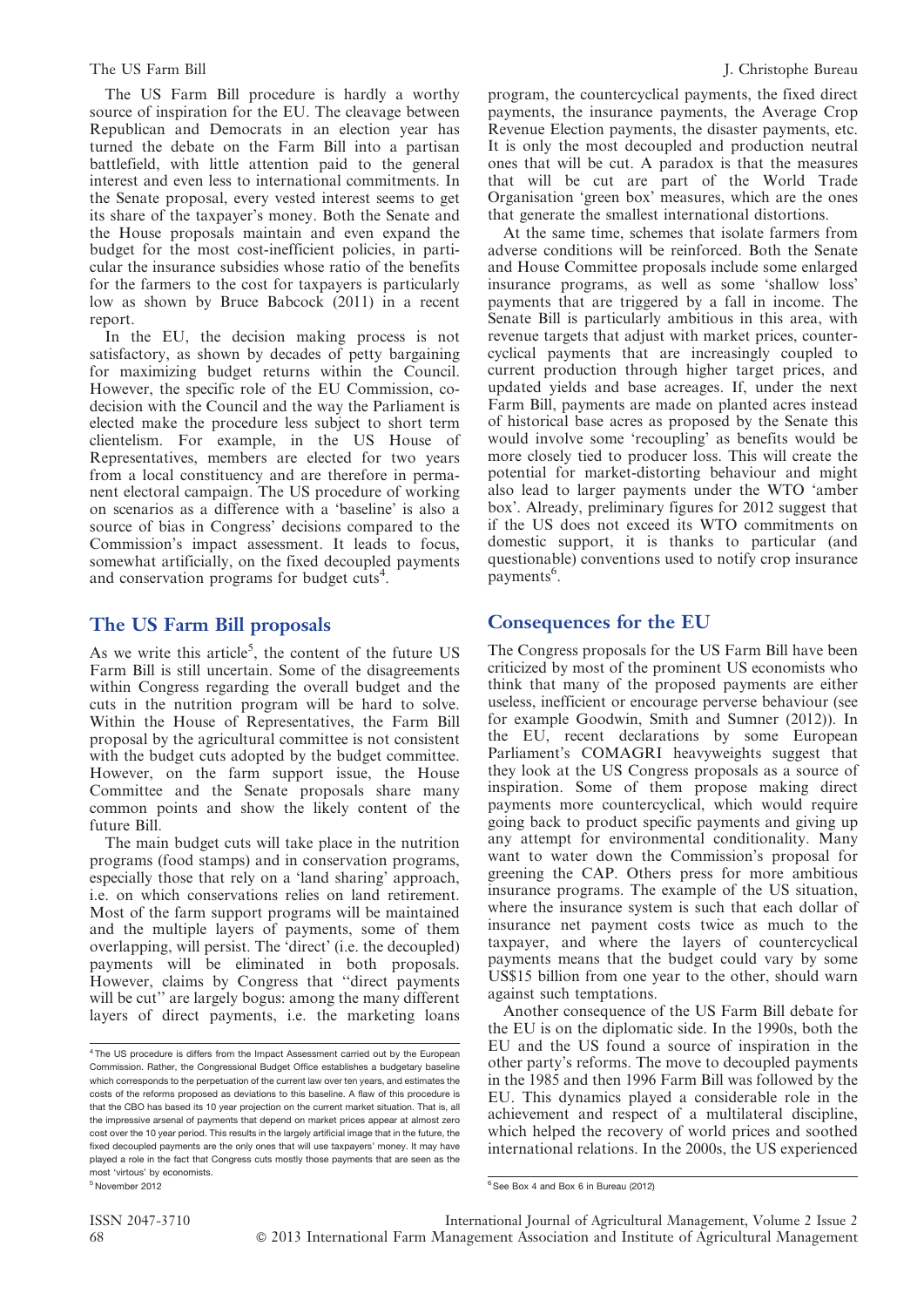The US Farm Bill procedure is hardly a worthy source of inspiration for the EU. The cleavage between Republican and Democrats in an election year has turned the debate on the Farm Bill into a partisan battlefield, with little attention paid to the general interest and even less to international commitments. In the Senate proposal, every vested interest seems to get its share of the taxpayer's money. Both the Senate and the House proposals maintain and even expand the budget for the most cost-inefficient policies, in particular the insurance subsidies whose ratio of the benefits for the farmers to the cost for taxpayers is particularly low as shown by Bruce Babcock (2011) in a recent report.

In the EU, the decision making process is not satisfactory, as shown by decades of petty bargaining for maximizing budget returns within the Council. However, the specific role of the EU Commission, co-decision with the Council and the way the Parliament is elected make the procedure less subject to short term clientelism. For example, in the US House of Representatives, members are elected for two years from a local constituency and are therefore in permanent electoral campaign. The US procedure of working on scenarios as a difference with a 'baseline' is also a source of bias in Congress' decisions compared to the Commission's impact assessment. It leads to focus, somewhat artificially, on the fixed decoupled payments and conservation programs for budget cuts[4].

## The US Farm Bill proposals

As we write this article[5], the content of the future US Farm Bill is still uncertain. Some of the disagreements within Congress regarding the overall budget and the cuts in the nutrition program will be hard to solve. Within the House of Representatives, the Farm Bill proposal by the agricultural committee is not consistent with the budget cuts adopted by the budget committee. However, on the farm support issue, the House Committee and the Senate proposals share many common points and show the likely content of the future Bill.

The main budget cuts will take place in the nutrition programs (food stamps) and in conservation programs, especially those that rely on a 'land sharing' approach, i.e. on which conservations relies on land retirement. Most of the farm support programs will be maintained and the multiple layers of payments, some of them overlapping, will persist. The 'direct' (i.e. the decoupled) payments will be eliminated in both proposals. However, claims by Congress that "direct payments will be cut" are largely bogus: among the many different layers of direct payments, i.e. the marketing loans program, the countercyclical payments, the fixed direct payments, the insurance payments, the Average Crop Revenue Election payments, the disaster payments, etc. It is only the most decoupled and production neutral ones that will be cut. A paradox is that the measures that will be cut are part of the World Trade Organisation 'green box' measures, which are the ones that generate the smallest international distortions.

At the same time, schemes that isolate farmers from adverse conditions will be reinforced. Both the Senate and House Committee proposals include some enlarged insurance programs, as well as some 'shallow loss' payments that are triggered by a fall in income. The Senate Bill is particularly ambitious in this area, with revenue targets that adjust with market prices, countercyclical payments that are increasingly coupled to current production through higher target prices, and updated yields and base acreages. If, under the next Farm Bill, payments are made on planted acres instead of historical base acres as proposed by the Senate this would involve some 'recoupling' as benefits would be more closely tied to producer loss. This will create the potential for market-distorting behaviour and might also lead to larger payments under the WTO 'amber box'. Already, preliminary figures for 2012 suggest that if the US does not exceed its WTO commitments on domestic support, it is thanks to particular (and questionable) conventions used to notify crop insurance payments[6].

## Consequences for the EU

The Congress proposals for the US Farm Bill have been criticized by most of the prominent US economists who think that many of the proposed payments are either useless, inefficient or encourage perverse behaviour (see for example Goodwin, Smith and Sumner (2012)). In the EU, recent declarations by some European Parliament's COMAGRI heavyweights suggest that they look at the US Congress proposals as a source of inspiration. Some of them propose making direct payments more countercyclical, which would require going back to product specific payments and giving up any attempt for environmental conditionality. Many want to water down the Commission's proposal for greening the CAP. Others press for more ambitious insurance programs. The example of the US situation, where the insurance system is such that each dollar of insurance net payment costs twice as much to the taxpayer, and where the layers of countercyclical payments means that the budget could vary by some US$15 billion from one year to the other, should warn against such temptations.

Another consequence of the US Farm Bill debate for the EU is on the diplomatic side. In the 1990s, both the EU and the US found a source of inspiration in the other party's reforms. The move to decoupled payments in the 1985 and then 1996 Farm Bill was followed by the EU. This dynamics played a considerable role in the achievement and respect of a multilateral discipline, which helped the recovery of world prices and soothed international relations. In the 2000s, the US experienced

[4] The US procedure is differs from the Impact Assessment carried out by the European Commission. Rather, the Congressional Budget Office establishes a budgetary baseline which corresponds to the perpetuation of the current law over ten years, and estimates the costs of the reforms proposed as deviations to this baseline. A flaw of this procedure is that the CBO has based its 10 year projection on the current market situation. That is, all the impressive arsenal of payments that depend on market prices appear at almost zero cost over the 10 year period. This results in the largely artificial image that in the future, the fixed decoupled payments are the only ones that will use taxpayers' money. It may have played a role in the fact that Congress cuts mostly those payments that are seen as the most 'virtuous' by economists.

[5] November 2012

[6] See Box 4 and Box 6 in Bureau (2012)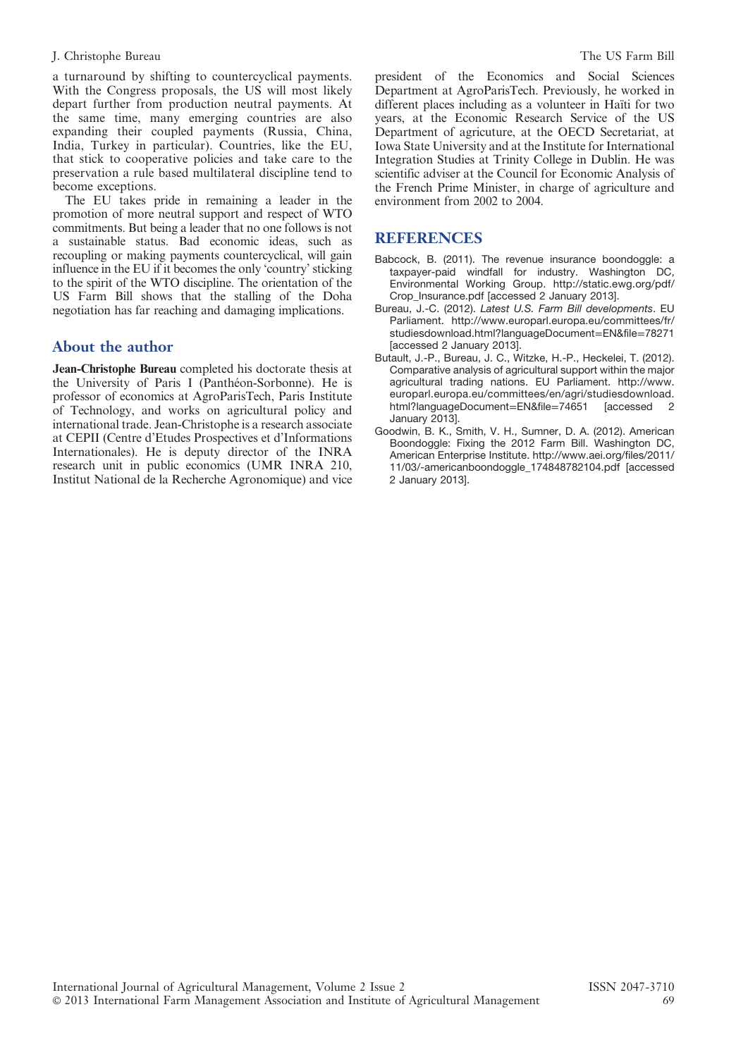a turnaround by shifting to countercyclical payments. With the Congress proposals, the US will most likely depart further from production neutral payments. At the same time, many emerging countries are also expanding their coupled payments (Russia, China, India, Turkey in particular). Countries, like the EU, that stick to cooperative policies and take care to the preservation a rule based multilateral discipline tend to become exceptions.

The EU takes pride in remaining a leader in the promotion of more neutral support and respect of WTO commitments. But being a leader that no one follows is not a sustainable status. Bad economic ideas, such as recoupling or making payments countercyclical, will gain influence in the EU if it becomes the only 'country' sticking to the spirit of the WTO discipline. The orientation of the US Farm Bill shows that the stalling of the Doha negotiation has far reaching and damaging implications.

## About the author

**Jean-Christophe Bureau** completed his doctorate thesis at the University of Paris I (Panthéon-Sorbonne). He is professor of economics at AgroParisTech, Paris Institute of Technology, and works on agricultural policy and international trade. Jean-Christophe is a research associate at CEPII (Centre d'Etudes Prospectives et d'Informations Internationales). He is deputy director of the INRA research unit in public economics (UMR INRA 210, Institut National de la Recherche Agronomique) and vice president of the Economics and Social Sciences Department at AgroParisTech. Previously, he worked in different places including as a volunteer in Haïti for two years, at the Economic Research Service of the US Department of agriculture, at the OECD Secretariat, at Iowa State University and at the Institute for International Integration Studies at Trinity College in Dublin. He was scientific adviser at the Council for Economic Analysis of the French Prime Minister, in charge of agriculture and environment from 2002 to 2004.

## REFERENCES

Babcock, B. (2011). The revenue insurance boondoggle: a taxpayer-paid windfall for industry. Washington DC, Environmental Working Group. http://static.ewg.org/pdf/Crop_Insurance.pdf [accessed 2 January 2013].

Bureau, J.-C. (2012). *Latest U.S. Farm Bill developments*. EU Parliament. http://www.europarl.europa.eu/committees/fr/studiesdownload.html?languageDocument=EN&file=78271 [accessed 2 January 2013].

Butault, J.-P., Bureau, J. C., Witzke, H.-P., Heckelei, T. (2012). Comparative analysis of agricultural support within the major agricultural trading nations. EU Parliament. http://www.europarl.europa.eu/committees/en/agri/studiesdownload.html?languageDocument=EN&file=74651 [accessed 2 January 2013].

Goodwin, B. K., Smith, V. H., Sumner, D. A. (2012). American Boondoggle: Fixing the 2012 Farm Bill. Washington DC, American Enterprise Institute. http://www.aei.org/files/2011/11/03/-americanboondoggle_174848782104.pdf [accessed 2 January 2013].